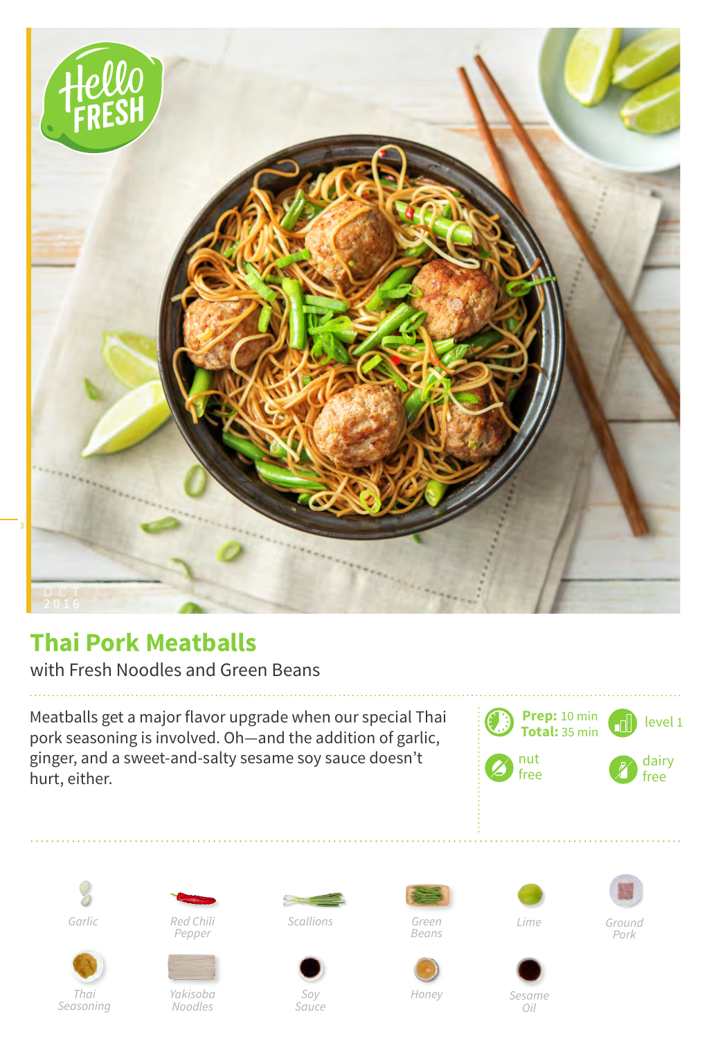OCT 2016

# Thai Pork Meatballs

with Fresh Noodles and Green Beans

Meatballs get a major flavor upgrade when our special Thai pork seasoning is involved. Oh—and the addition of garlic, ginger, and a sweet-and-salty sesame soy sauce doesn't hurt, either.

**Prep:** 10 min
**Total:** 35 min

level 1

nut free

dairy free

- Garlic
- Red Chili Pepper
- Scallions
- Green Beans
- Lime
- Ground Pork
- Thai Seasoning
- Yakisoba Noodles
- Soy Sauce
- Honey
- Sesame Oil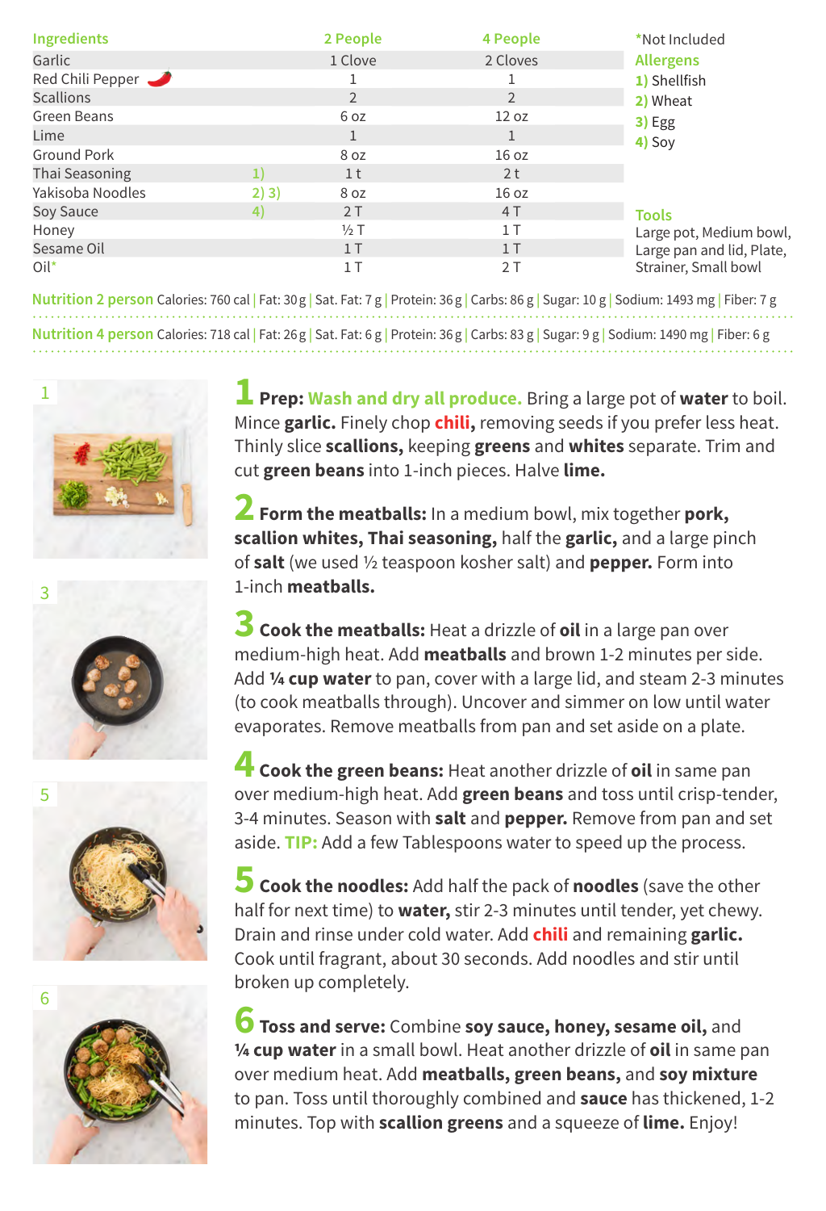| Ingredients | | 2 People | 4 People |
|---|---|---|---|
| Garlic | | 1 Clove | 2 Cloves |
| Red Chili Pepper | | 1 | 1 |
| Scallions | | 2 | 2 |
| Green Beans | | 6 oz | 12 oz |
| Lime | | 1 | 1 |
| Ground Pork | | 8 oz | 16 oz |
| Thai Seasoning | 1) | 1 t | 2 t |
| Yakisoba Noodles | 2) 3) | 8 oz | 16 oz |
| Soy Sauce | 4) | 2 T | 4 T |
| Honey | | ½ T | 1 T |
| Sesame Oil | | 1 T | 1 T |
| Oil* | | 1 T | 2 T |

*Not Included

**Allergens**

1) Shellfish
2) Wheat
3) Egg
4) Soy

**Tools**

Large pot, Medium bowl, Large pan and lid, Plate, Strainer, Small bowl

**Nutrition 2 person** Calories: 760 cal | Fat: 30 g | Sat. Fat: 7 g | Protein: 36 g | Carbs: 86 g | Sugar: 10 g | Sodium: 1493 mg | Fiber: 7 g

**Nutrition 4 person** Calories: 718 cal | Fat: 26 g | Sat. Fat: 6 g | Protein: 36 g | Carbs: 83 g | Sugar: 9 g | Sodium: 1490 mg | Fiber: 6 g

1

3

5

6

**1 Prep: Wash and dry all produce.** Bring a large pot of **water** to boil. Mince **garlic.** Finely chop **chili,** removing seeds if you prefer less heat. Thinly slice **scallions,** keeping **greens** and **whites** separate. Trim and cut **green beans** into 1-inch pieces. Halve **lime.**

**2 Form the meatballs:** In a medium bowl, mix together **pork, scallion whites, Thai seasoning,** half the **garlic,** and a large pinch of **salt** (we used ½ teaspoon kosher salt) and **pepper.** Form into 1-inch **meatballs.**

**3 Cook the meatballs:** Heat a drizzle of **oil** in a large pan over medium-high heat. Add **meatballs** and brown 1-2 minutes per side. Add **¼ cup water** to pan, cover with a large lid, and steam 2-3 minutes (to cook meatballs through). Uncover and simmer on low until water evaporates. Remove meatballs from pan and set aside on a plate.

**4 Cook the green beans:** Heat another drizzle of **oil** in same pan over medium-high heat. Add **green beans** and toss until crisp-tender, 3-4 minutes. Season with **salt** and **pepper.** Remove from pan and set aside. **TIP:** Add a few Tablespoons water to speed up the process.

**5 Cook the noodles:** Add half the pack of **noodles** (save the other half for next time) to **water,** stir 2-3 minutes until tender, yet chewy. Drain and rinse under cold water. Add **chili** and remaining **garlic.** Cook until fragrant, about 30 seconds. Add noodles and stir until broken up completely.

**6 Toss and serve:** Combine **soy sauce, honey, sesame oil,** and **¼ cup water** in a small bowl. Heat another drizzle of **oil** in same pan over medium heat. Add **meatballs, green beans,** and **soy mixture** to pan. Toss until thoroughly combined and **sauce** has thickened, 1-2 minutes. Top with **scallion greens** and a squeeze of **lime.** Enjoy!